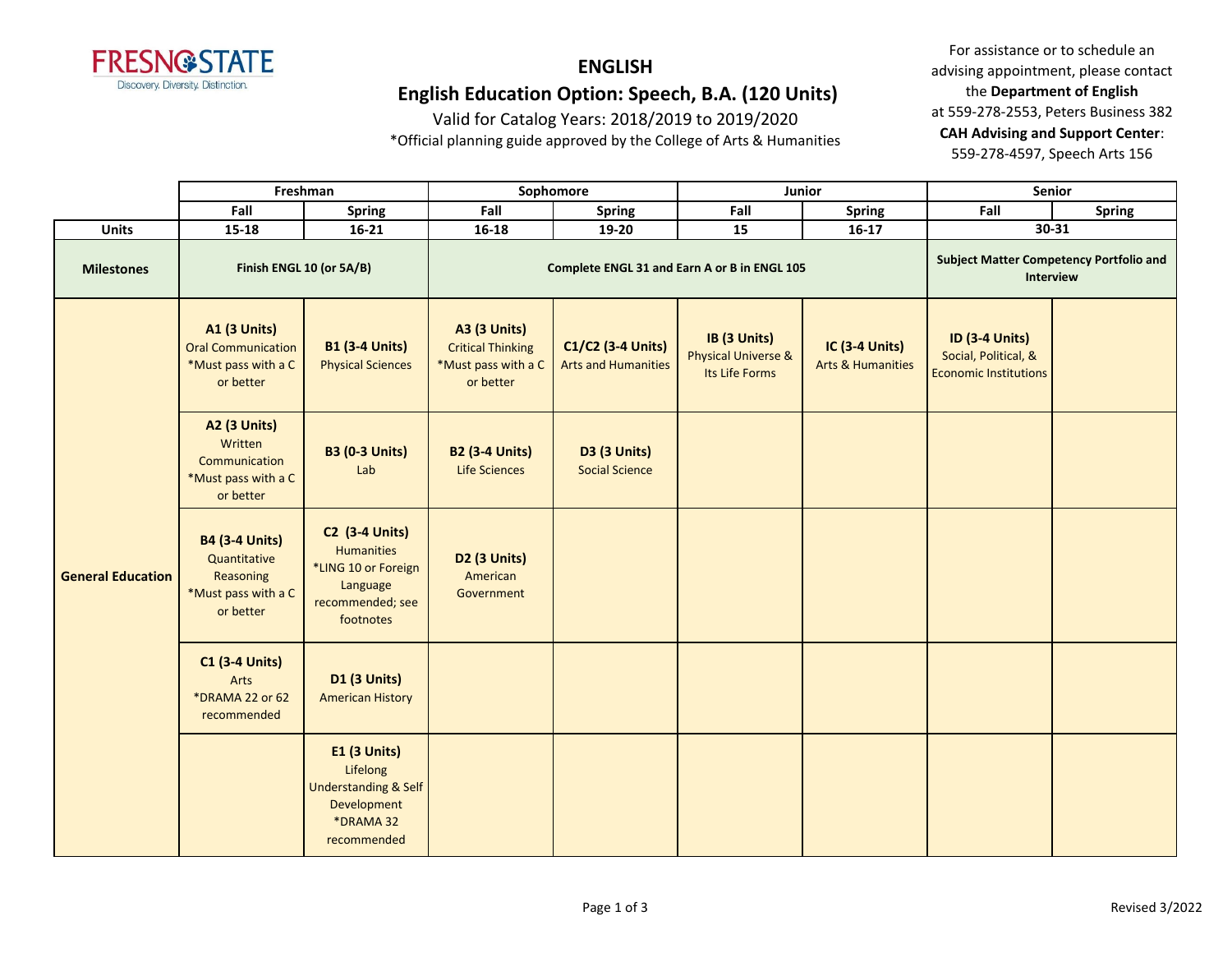# ENGLISH

## English Education Option: Speech, B.A. (120 Units)

Valid for Catalog Years: 2018/2019 to 2019/2020

*Official planning guide approved by the College of Arts & Humanities

For assistance or to schedule an advising appointment, please contact the **Department of English** at 559-278-2553, Peters Business 382
**CAH Advising and Support Center**: 559-278-4597, Speech Arts 156

| | Freshman | | Sophomore | | Junior | | Senior | |
|---|---|---|---|---|---|---|---|---|
| | **Fall** | **Spring** | **Fall** | **Spring** | **Fall** | **Spring** | **Fall** | **Spring** |
| **Units** | **15-18** | **16-21** | **16-18** | **19-20** | **15** | **16-17** | **30-31** | |
| **Milestones** | **Finish ENGL 10 (or 5A/B)** | | **Complete ENGL 31 and Earn A or B in ENGL 105** | | | | **Subject Matter Competency Portfolio and Interview** | |
| **General Education** | **A1 (3 Units)** Oral Communication *Must pass with a C or better | **B1 (3-4 Units)** Physical Sciences | **A3 (3 Units)** Critical Thinking *Must pass with a C or better | **C1/C2 (3-4 Units)** Arts and Humanities | **IB (3 Units)** Physical Universe & Its Life Forms | **IC (3-4 Units)** Arts & Humanities | **ID (3-4 Units)** Social, Political, & Economic Institutions | |
| | **A2 (3 Units)** Written Communication *Must pass with a C or better | **B3 (0-3 Units)** Lab | **B2 (3-4 Units)** Life Sciences | **D3 (3 Units)** Social Science | | | | |
| | **B4 (3-4 Units)** Quantitative Reasoning *Must pass with a C or better | **C2 (3-4 Units)** Humanities *LING 10 or Foreign Language recommended; see footnotes | **D2 (3 Units)** American Government | | | | | |
| | **C1 (3-4 Units)** Arts *DRAMA 22 or 62 recommended | **D1 (3 Units)** American History | | | | | | |
| | | **E1 (3 Units)** Lifelong Understanding & Self Development *DRAMA 32 recommended | | | | | | |

Revised 3/2022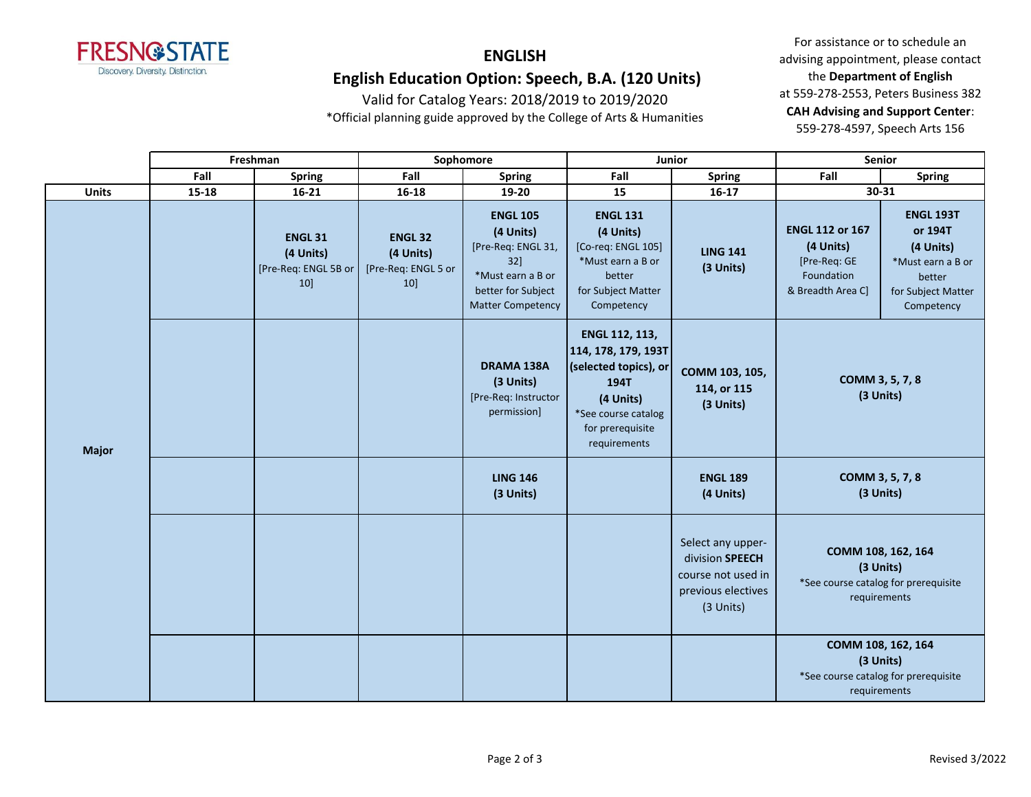# ENGLISH

## English Education Option: Speech, B.A. (120 Units)

Valid for Catalog Years: 2018/2019 to 2019/2020

*Official planning guide approved by the College of Arts & Humanities

For assistance or to schedule an advising appointment, please contact the **Department of English** at 559-278-2553, Peters Business 382

**CAH Advising and Support Center**: 559-278-4597, Speech Arts 156

| | Freshman | | Sophomore | | Junior | | Senior | |
|---|---|---|---|---|---|---|---|---|
| | Fall | Spring | Fall | Spring | Fall | Spring | Fall | Spring |
| **Units** | 15-18 | 16-21 | 16-18 | 19-20 | 15 | 16-17 | 30-31 | |
| **Major** | | **ENGL 31** **(4 Units)** [Pre-Req: ENGL 5B or 10] | **ENGL 32** **(4 Units)** [Pre-Req: ENGL 5 or 10] | **ENGL 105** **(4 Units)** [Pre-Req: ENGL 31, 32] *Must earn a B or better for Subject Matter Competency | **ENGL 131** **(4 Units)** [Co-req: ENGL 105] *Must earn a B or better for Subject Matter Competency | **LING 141** **(3 Units)** | **ENGL 112 or 167** **(4 Units)** [Pre-Req: GE Foundation & Breadth Area C] | **ENGL 193T or 194T** **(4 Units)** *Must earn a B or better for Subject Matter Competency |
| | | | | **DRAMA 138A** **(3 Units)** [Pre-Req: Instructor permission] | **ENGL 112, 113, 114, 178, 179, 193T (selected topics), or 194T** **(4 Units)** *See course catalog for prerequisite requirements | **COMM 103, 105, 114, or 115** **(3 Units)** | **COMM 3, 5, 7, 8** **(3 Units)** | |
| | | | | **LING 146** **(3 Units)** | | **ENGL 189** **(4 Units)** | **COMM 3, 5, 7, 8** **(3 Units)** | |
| | | | | | | Select any upper-division **SPEECH** course not used in previous electives (3 Units) | **COMM 108, 162, 164** **(3 Units)** *See course catalog for prerequisite requirements | |
| | | | | | | | **COMM 108, 162, 164** **(3 Units)** *See course catalog for prerequisite requirements | |

Revised 3/2022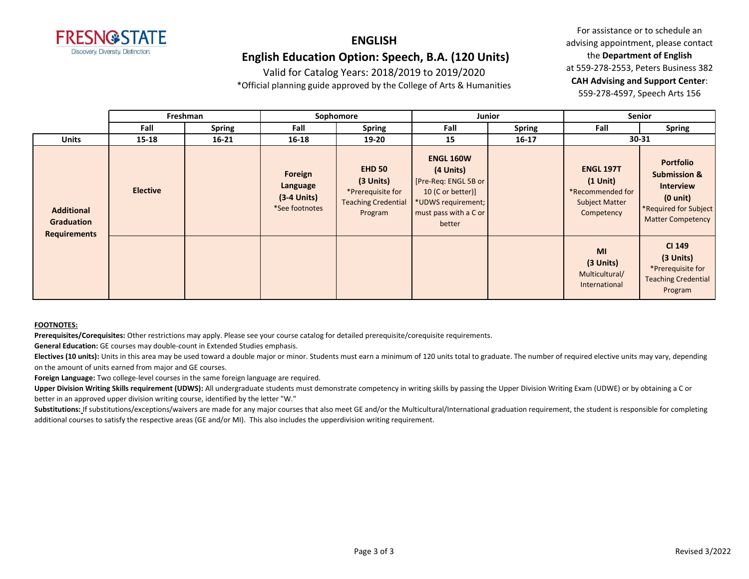# ENGLISH

## English Education Option: Speech, B.A. (120 Units)

Valid for Catalog Years: 2018/2019 to 2019/2020

*Official planning guide approved by the College of Arts & Humanities

For assistance or to schedule an advising appointment, please contact the **Department of English** at 559-278-2553, Peters Business 382

**CAH Advising and Support Center**: 559-278-4597, Speech Arts 156

| | Freshman | | Sophomore | | Junior | | Senior | |
|---|---|---|---|---|---|---|---|---|
| | **Fall** | **Spring** | **Fall** | **Spring** | **Fall** | **Spring** | **Fall** | **Spring** |
| **Units** | **15-18** | **16-21** | **16-18** | **19-20** | **15** | **16-17** | **30-31** | |
| **Additional Graduation Requirements** | **Elective** | | **Foreign Language (3-4 Units)** *See footnotes | **EHD 50 (3 Units)** *Prerequisite for Teaching Credential Program | **ENGL 160W (4 Units)** [Pre-Req: ENGL 5B or 10 (C or better)] *UDWS requirement; must pass with a C or better | | **ENGL 197T (1 Unit)** *Recommended for Subject Matter Competency | **Portfolio Submission & Interview (0 unit)** *Required for Subject Matter Competency |
| | | | | | | | **MI (3 Units)** Multicultural/ International | **CI 149 (3 Units)** *Prerequisite for Teaching Credential Program |

**FOOTNOTES:**

**Prerequisites/Corequisites:** Other restrictions may apply. Please see your course catalog for detailed prerequisite/corequisite requirements.

**General Education:** GE courses may double-count in Extended Studies emphasis.

**Electives (10 units):** Units in this area may be used toward a double major or minor. Students must earn a minimum of 120 units total to graduate. The number of required elective units may vary, depending on the amount of units earned from major and GE courses.

**Foreign Language:** Two college-level courses in the same foreign language are required.

**Upper Division Writing Skills requirement (UDWS):** All undergraduate students must demonstrate competency in writing skills by passing the Upper Division Writing Exam (UDWE) or by obtaining a C or better in an approved upper division writing course, identified by the letter "W."

**Substitutions:** If substitutions/exceptions/waivers are made for any major courses that also meet GE and/or the Multicultural/International graduation requirement, the student is responsible for completing additional courses to satisfy the respective areas (GE and/or MI). This also includes the upperdivision writing requirement.

Revised 3/2022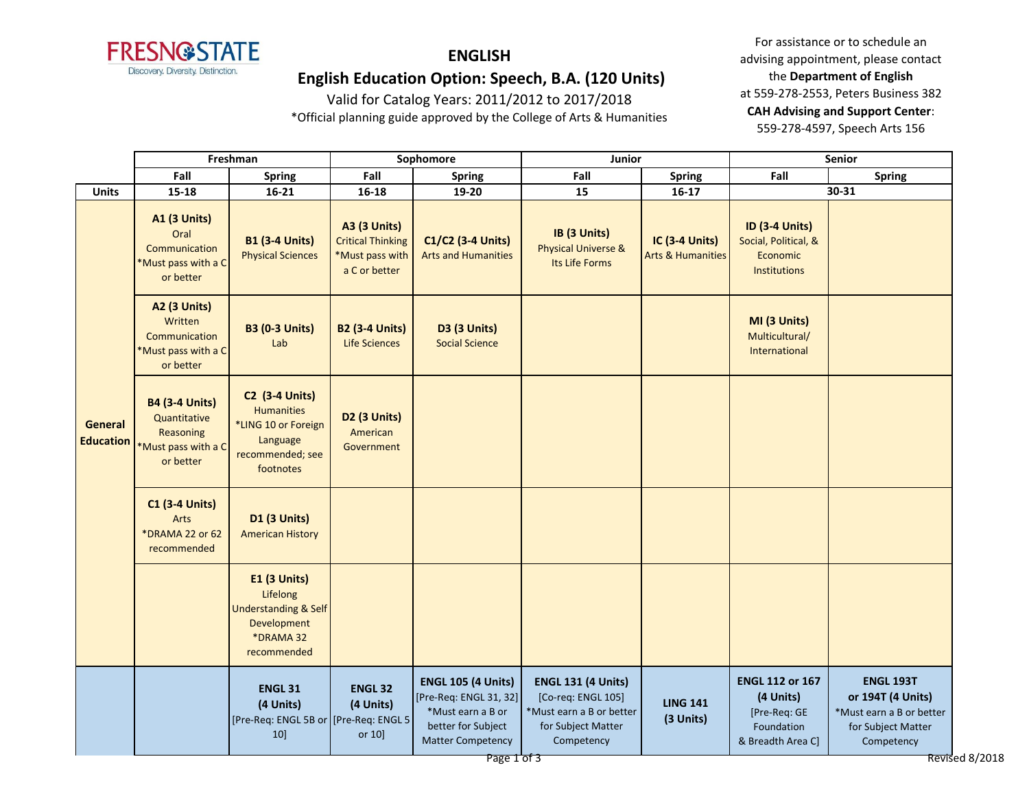# ENGLISH

## English Education Option: Speech, B.A. (120 Units)

Valid for Catalog Years: 2011/2012 to 2017/2018

*Official planning guide approved by the College of Arts & Humanities

For assistance or to schedule an advising appointment, please contact the **Department of English** at 559-278-2553, Peters Business 382

**CAH Advising and Support Center**: 559-278-4597, Speech Arts 156

| | Freshman | | Sophomore | | Junior | | Senior | |
|---|---|---|---|---|---|---|---|---|
| | Fall | Spring | Fall | Spring | Fall | Spring | Fall | Spring |
| **Units** | 15-18 | 16-21 | 16-18 | 19-20 | 15 | 16-17 | 30-31 | |
| **General Education** | **A1 (3 Units)** Oral Communication *Must pass with a C or better | **B1 (3-4 Units)** Physical Sciences | **A3 (3 Units)** Critical Thinking *Must pass with a C or better | **C1/C2 (3-4 Units)** Arts and Humanities | **IB (3 Units)** Physical Universe & Its Life Forms | **IC (3-4 Units)** Arts & Humanities | **ID (3-4 Units)** Social, Political, & Economic Institutions | |
| | **A2 (3 Units)** Written Communication *Must pass with a C or better | **B3 (0-3 Units)** Lab | **B2 (3-4 Units)** Life Sciences | **D3 (3 Units)** Social Science | | | **MI (3 Units)** Multicultural/ International | |
| | **B4 (3-4 Units)** Quantitative Reasoning *Must pass with a C or better | **C2 (3-4 Units)** Humanities *LING 10 or Foreign Language recommended; see footnotes | **D2 (3 Units)** American Government | | | | | |
| | **C1 (3-4 Units)** Arts *DRAMA 22 or 62 recommended | **D1 (3 Units)** American History | | | | | | |
| | | **E1 (3 Units)** Lifelong Understanding & Self Development *DRAMA 32 recommended | | | | | | |
| | | **ENGL 31 (4 Units)** [Pre-Req: ENGL 5B or 10] | **ENGL 32 (4 Units)** [Pre-Req: ENGL 5 or 10] | **ENGL 105 (4 Units)** [Pre-Req: ENGL 31, 32] *Must earn a B or better for Subject Matter Competency | **ENGL 131 (4 Units)** [Co-req: ENGL 105] *Must earn a B or better for Subject Matter Competency | **LING 141 (3 Units)** | **ENGL 112 or 167 (4 Units)** [Pre-Req: GE Foundation & Breadth Area C] | **ENGL 193T or 194T (4 Units)** *Must earn a B or better for Subject Matter Competency |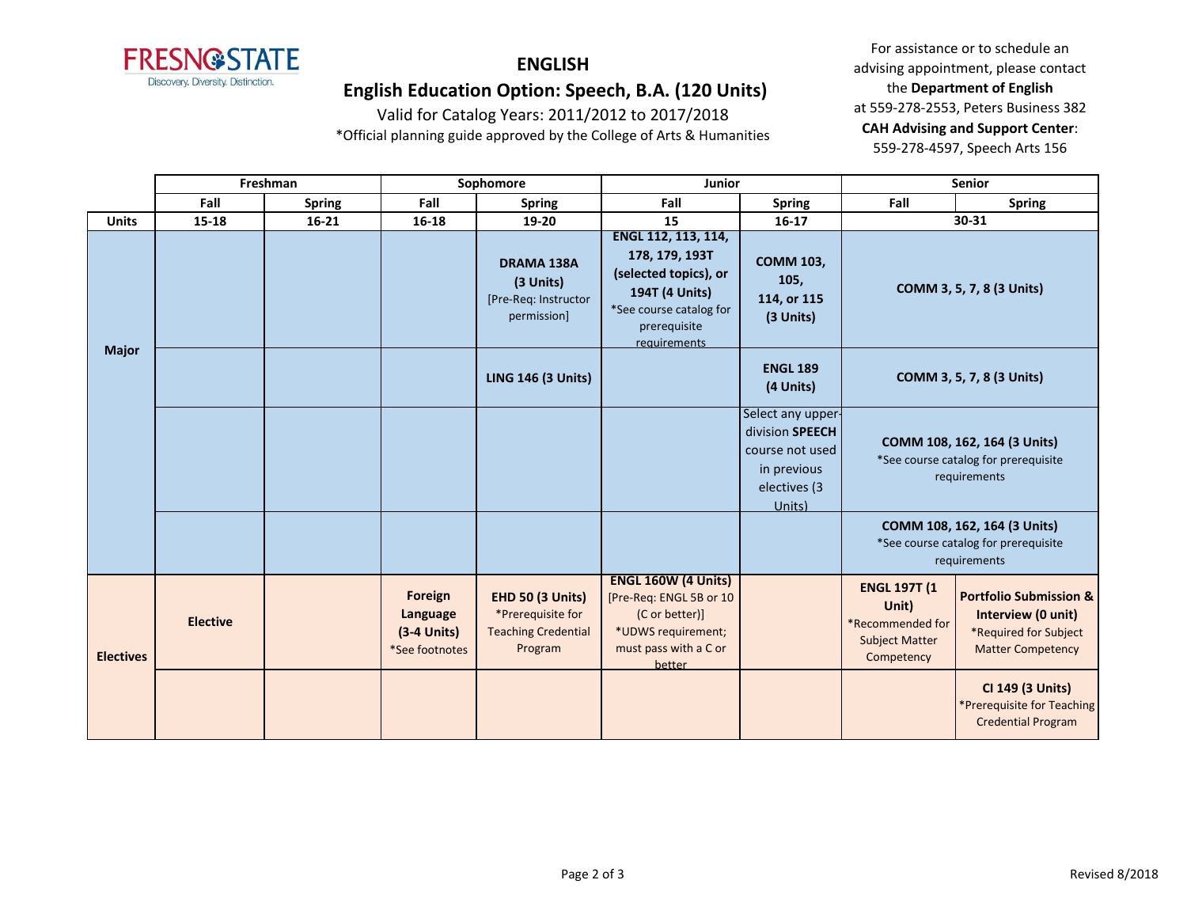# ENGLISH

## English Education Option: Speech, B.A. (120 Units)

Valid for Catalog Years: 2011/2012 to 2017/2018

*Official planning guide approved by the College of Arts & Humanities

For assistance or to schedule an advising appointment, please contact the **Department of English** at 559-278-2553, Peters Business 382
**CAH Advising and Support Center**: 559-278-4597, Speech Arts 156

| | Freshman | | Sophomore | | Junior | | Senior | |
|---|---|---|---|---|---|---|---|---|
| | **Fall** | **Spring** | **Fall** | **Spring** | **Fall** | **Spring** | **Fall** | **Spring** |
| **Units** | **15-18** | **16-21** | **16-18** | **19-20** | **15** | **16-17** | **30-31** | |
| **Major** | | | | **DRAMA 138A (3 Units)** [Pre-Req: Instructor permission] | **ENGL 112, 113, 114, 178, 179, 193T (selected topics), or 194T (4 Units)** *See course catalog for prerequisite requirements | **COMM 103, 105, 114, or 115 (3 Units)** | **COMM 3, 5, 7, 8 (3 Units)** | |
| **Major** | | | | **LING 146 (3 Units)** | | **ENGL 189 (4 Units)** | **COMM 3, 5, 7, 8 (3 Units)** | |
| **Major** | | | | | | Select any upper-division **SPEECH** course not used in previous electives (3 Units) | **COMM 108, 162, 164 (3 Units)** *See course catalog for prerequisite requirements | |
| **Major** | | | | | | | **COMM 108, 162, 164 (3 Units)** *See course catalog for prerequisite requirements | |
| **Electives** | **Elective** | | **Foreign Language (3-4 Units)** *See footnotes | **EHD 50 (3 Units)** *Prerequisite for Teaching Credential Program | **ENGL 160W (4 Units)** [Pre-Req: ENGL 5B or 10 (C or better)] *UDWS requirement; must pass with a C or better | | **ENGL 197T (1 Unit)** *Recommended for Subject Matter Competency | **Portfolio Submission & Interview (0 unit)** *Required for Subject Matter Competency |
| **Electives** | | | | | | | | **CI 149 (3 Units)** *Prerequisite for Teaching Credential Program |

Revised 8/2018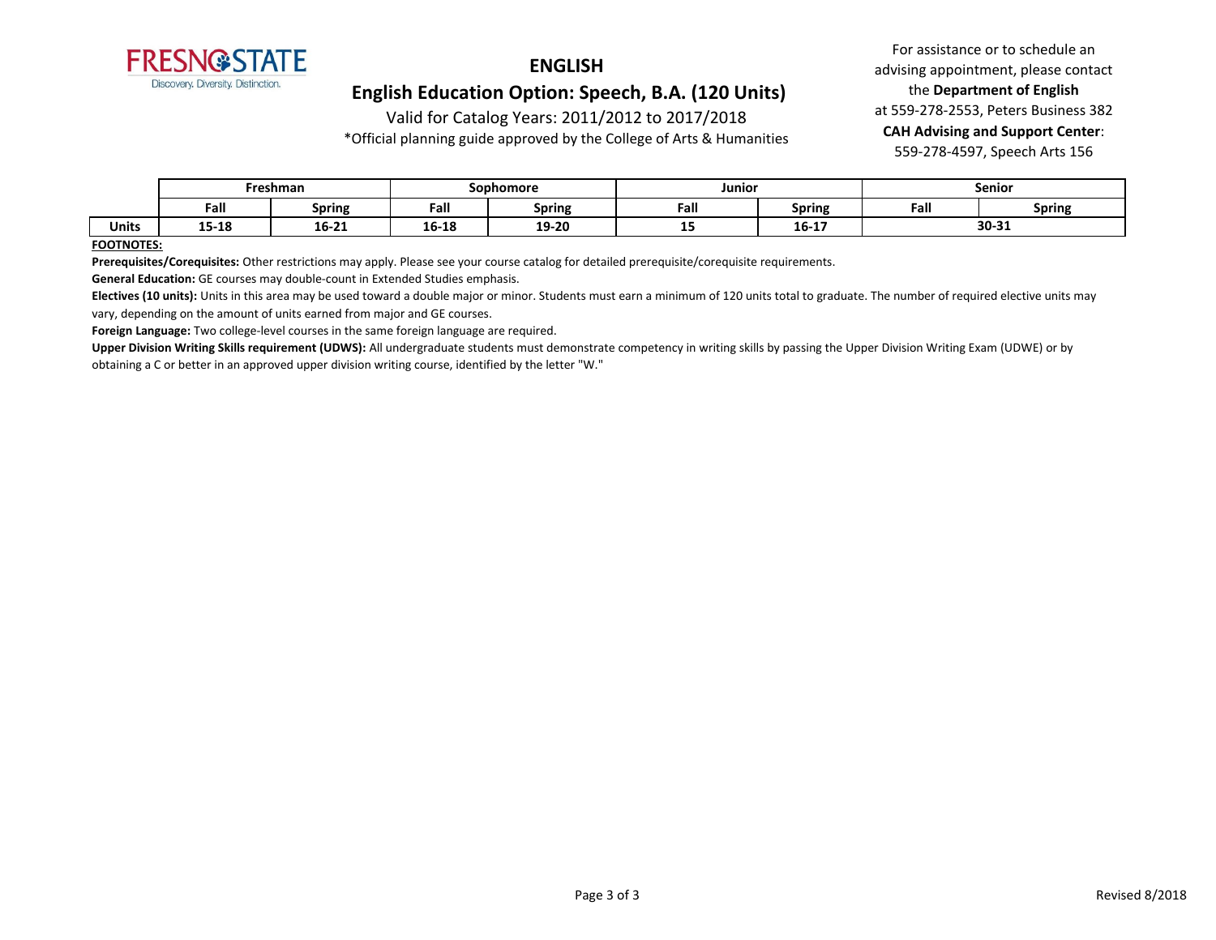# ENGLISH

## English Education Option: Speech, B.A. (120 Units)

Valid for Catalog Years: 2011/2012 to 2017/2018

*Official planning guide approved by the College of Arts & Humanities

For assistance or to schedule an advising appointment, please contact the **Department of English** at 559-278-2553, Peters Business 382

**CAH Advising and Support Center**: 559-278-4597, Speech Arts 156

| | Freshman | | Sophomore | | Junior | | Senior | |
|---|---|---|---|---|---|---|---|---|
| | **Fall** | **Spring** | **Fall** | **Spring** | **Fall** | **Spring** | **Fall** | **Spring** |
| **Units** | **15-18** | **16-21** | **16-18** | **19-20** | **15** | **16-17** | **30-31** | |

**FOOTNOTES:**

**Prerequisites/Corequisites:** Other restrictions may apply. Please see your course catalog for detailed prerequisite/corequisite requirements.

**General Education:** GE courses may double-count in Extended Studies emphasis.

**Electives (10 units):** Units in this area may be used toward a double major or minor. Students must earn a minimum of 120 units total to graduate. The number of required elective units may vary, depending on the amount of units earned from major and GE courses.

**Foreign Language:** Two college-level courses in the same foreign language are required.

**Upper Division Writing Skills requirement (UDWS):** All undergraduate students must demonstrate competency in writing skills by passing the Upper Division Writing Exam (UDWE) or by obtaining a C or better in an approved upper division writing course, identified by the letter "W."

Revised 8/2018